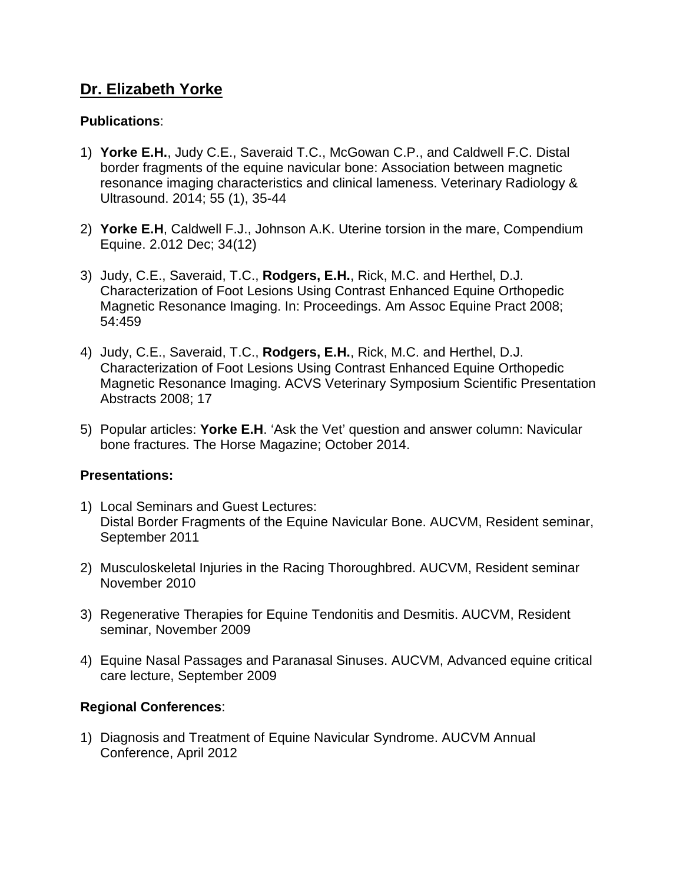## <u>Dr. Elizabeth Yorke</u>

**Publications**:

1) **Yorke E.H.**, Judy C.E., Saveraid T.C., McGowan C.P., and Caldwell F.C. Distal border fragments of the equine navicular bone: Association between magnetic resonance imaging characteristics and clinical lameness. Veterinary Radiology & Ultrasound. 2014; 55 (1), 35-44

2) **Yorke E.H**, Caldwell F.J., Johnson A.K. Uterine torsion in the mare, Compendium Equine. 2.012 Dec; 34(12)

3) Judy, C.E., Saveraid, T.C., **Rodgers, E.H.**, Rick, M.C. and Herthel, D.J. Characterization of Foot Lesions Using Contrast Enhanced Equine Orthopedic Magnetic Resonance Imaging. In: Proceedings. Am Assoc Equine Pract 2008; 54:459

4) Judy, C.E., Saveraid, T.C., **Rodgers, E.H.**, Rick, M.C. and Herthel, D.J. Characterization of Foot Lesions Using Contrast Enhanced Equine Orthopedic Magnetic Resonance Imaging. ACVS Veterinary Symposium Scientific Presentation Abstracts 2008; 17

5) Popular articles: **Yorke E.H**. 'Ask the Vet' question and answer column: Navicular bone fractures. The Horse Magazine; October 2014.

**Presentations:**

1) Local Seminars and Guest Lectures:
   Distal Border Fragments of the Equine Navicular Bone. AUCVM, Resident seminar, September 2011

2) Musculoskeletal Injuries in the Racing Thoroughbred. AUCVM, Resident seminar November 2010

3) Regenerative Therapies for Equine Tendonitis and Desmitis. AUCVM, Resident seminar, November 2009

4) Equine Nasal Passages and Paranasal Sinuses. AUCVM, Advanced equine critical care lecture, September 2009

**Regional Conferences**:

1) Diagnosis and Treatment of Equine Navicular Syndrome. AUCVM Annual Conference, April 2012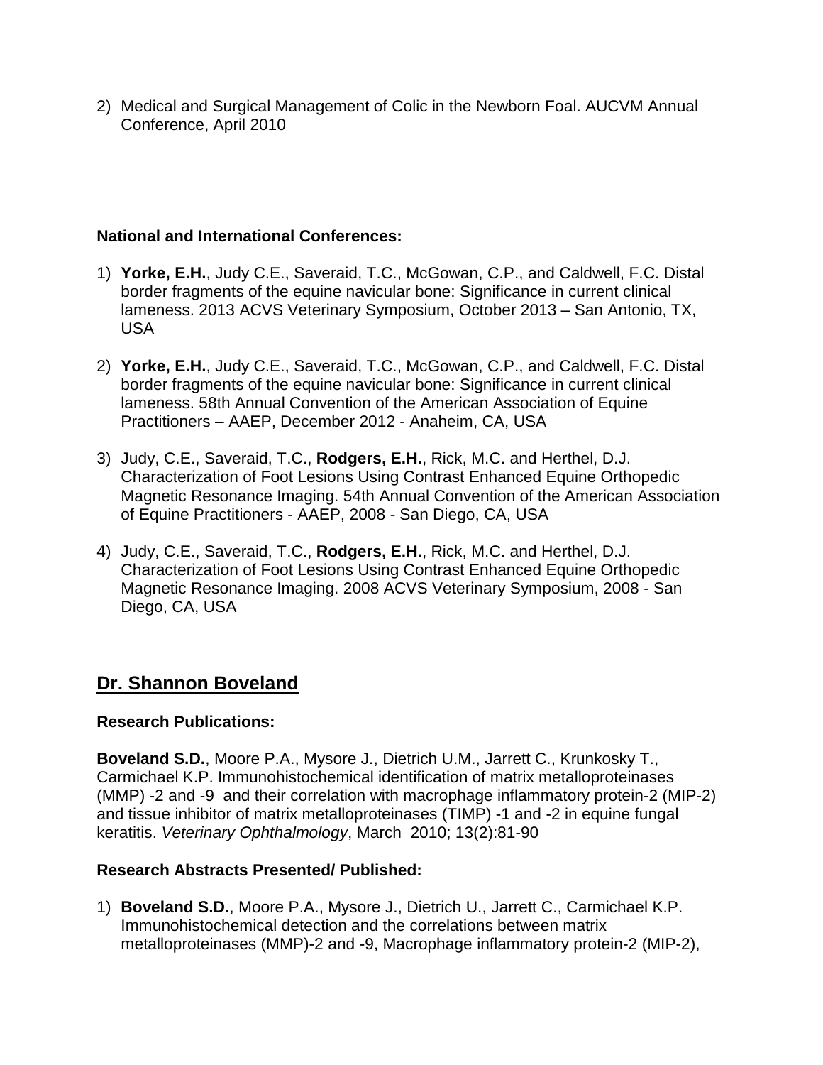2) Medical and Surgical Management of Colic in the Newborn Foal. AUCVM Annual Conference, April 2010

**National and International Conferences:**

1) **Yorke, E.H.**, Judy C.E., Saveraid, T.C., McGowan, C.P., and Caldwell, F.C. Distal border fragments of the equine navicular bone: Significance in current clinical lameness. 2013 ACVS Veterinary Symposium, October 2013 – San Antonio, TX, USA

2) **Yorke, E.H.**, Judy C.E., Saveraid, T.C., McGowan, C.P., and Caldwell, F.C. Distal border fragments of the equine navicular bone: Significance in current clinical lameness. 58th Annual Convention of the American Association of Equine Practitioners – AAEP, December 2012 - Anaheim, CA, USA

3) Judy, C.E., Saveraid, T.C., **Rodgers, E.H.**, Rick, M.C. and Herthel, D.J. Characterization of Foot Lesions Using Contrast Enhanced Equine Orthopedic Magnetic Resonance Imaging. 54th Annual Convention of the American Association of Equine Practitioners - AAEP, 2008 - San Diego, CA, USA

4) Judy, C.E., Saveraid, T.C., **Rodgers, E.H.**, Rick, M.C. and Herthel, D.J. Characterization of Foot Lesions Using Contrast Enhanced Equine Orthopedic Magnetic Resonance Imaging. 2008 ACVS Veterinary Symposium, 2008 - San Diego, CA, USA

## Dr. Shannon Boveland

**Research Publications:**

**Boveland S.D.**, Moore P.A., Mysore J., Dietrich U.M., Jarrett C., Krunkosky T., Carmichael K.P. Immunohistochemical identification of matrix metalloproteinases (MMP) -2 and -9 and their correlation with macrophage inflammatory protein-2 (MIP-2) and tissue inhibitor of matrix metalloproteinases (TIMP) -1 and -2 in equine fungal keratitis. *Veterinary Ophthalmology*, March 2010; 13(2):81-90

**Research Abstracts Presented/ Published:**

1) **Boveland S.D.**, Moore P.A., Mysore J., Dietrich U., Jarrett C., Carmichael K.P. Immunohistochemical detection and the correlations between matrix metalloproteinases (MMP)-2 and -9, Macrophage inflammatory protein-2 (MIP-2),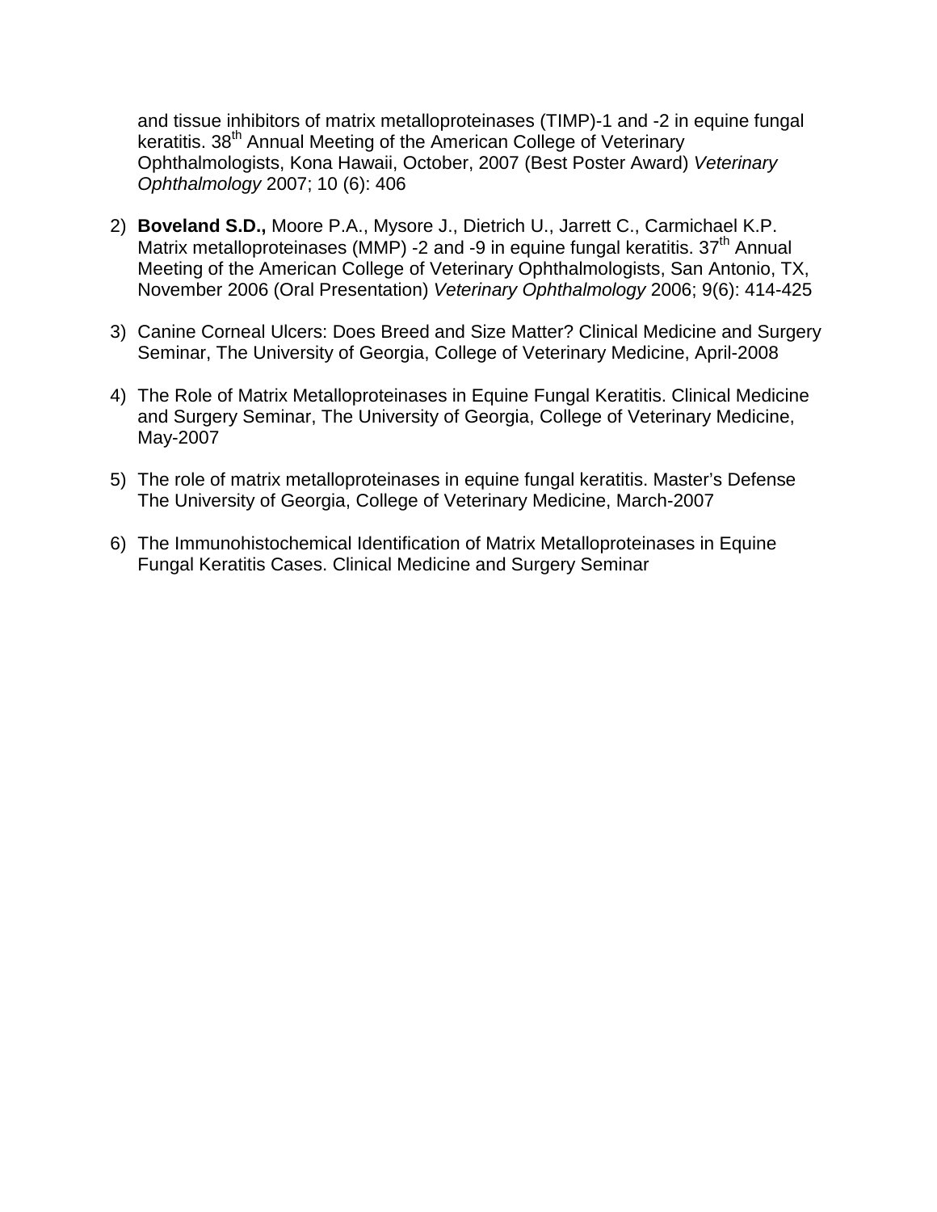and tissue inhibitors of matrix metalloproteinases (TIMP)-1 and -2 in equine fungal keratitis. 38th Annual Meeting of the American College of Veterinary Ophthalmologists, Kona Hawaii, October, 2007 (Best Poster Award) *Veterinary Ophthalmology* 2007; 10 (6): 406

2) **Boveland S.D.,** Moore P.A., Mysore J., Dietrich U., Jarrett C., Carmichael K.P. Matrix metalloproteinases (MMP) -2 and -9 in equine fungal keratitis. 37th Annual Meeting of the American College of Veterinary Ophthalmologists, San Antonio, TX, November 2006 (Oral Presentation) *Veterinary Ophthalmology* 2006; 9(6): 414-425

3) Canine Corneal Ulcers: Does Breed and Size Matter? Clinical Medicine and Surgery Seminar, The University of Georgia, College of Veterinary Medicine, April-2008

4) The Role of Matrix Metalloproteinases in Equine Fungal Keratitis. Clinical Medicine and Surgery Seminar, The University of Georgia, College of Veterinary Medicine, May-2007

5) The role of matrix metalloproteinases in equine fungal keratitis. Master's Defense The University of Georgia, College of Veterinary Medicine, March-2007

6) The Immunohistochemical Identification of Matrix Metalloproteinases in Equine Fungal Keratitis Cases. Clinical Medicine and Surgery Seminar